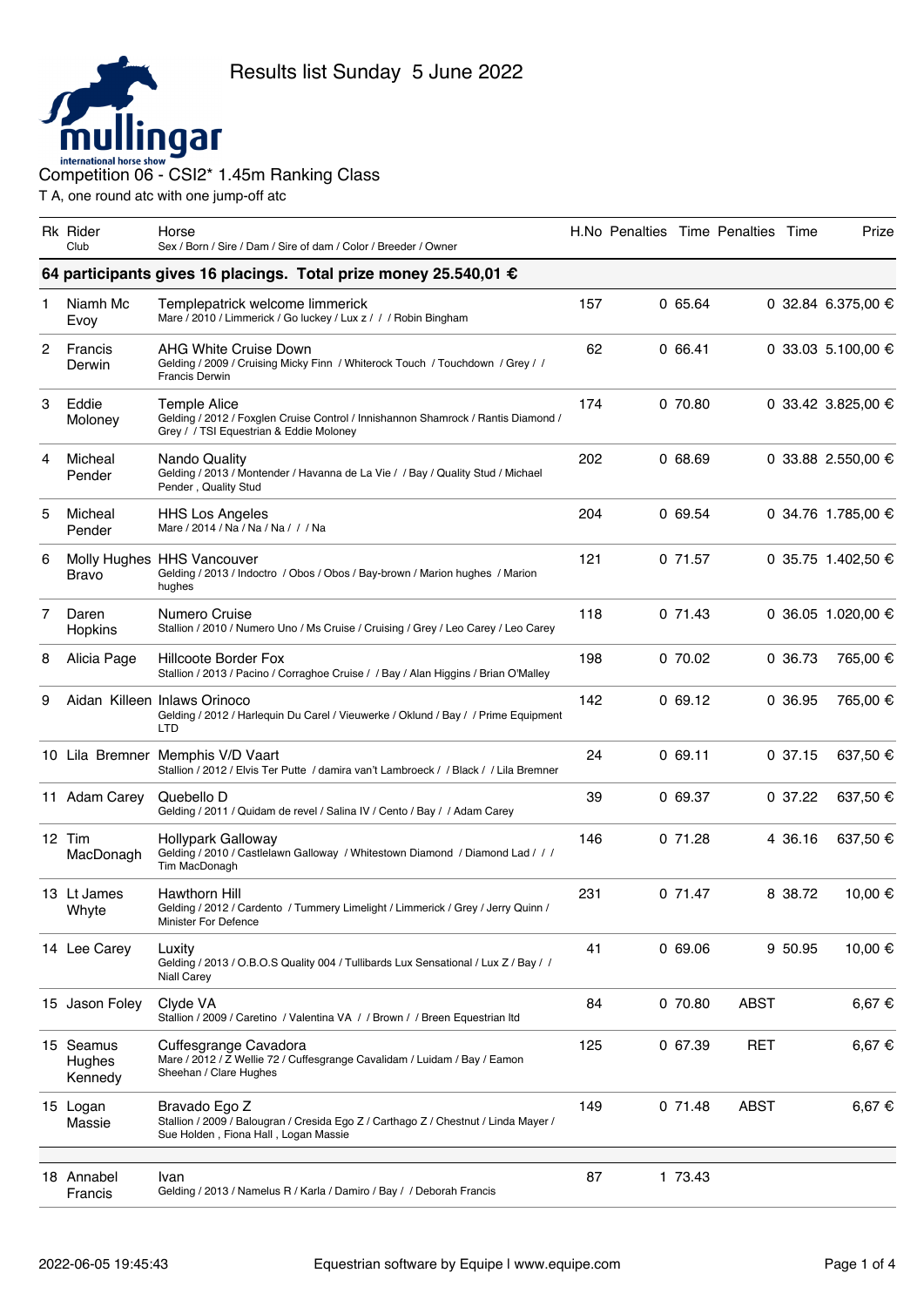# Results list Sunday 5 June 2022

## Competition 06 - CSI2* 1.45m Ranking Class

T A, one round atc with one jump-off atc

| Rk | Rider<br>Club | Horse<br>Sex / Born / Sire / Dam / Sire of dam / Color / Breeder / Owner | H.No | Penalties | Time | Penalties | Time | Prize |
|---|---|---|---|---|---|---|---|---|
| **64 participants gives 16 placings. Total prize money 25.540,01 €** | | | | | | | | |
| 1 | Niamh Mc Evoy | Templepatrick welcome limmerick<br>Mare / 2010 / Limmerick / Go luckey / Lux z / / / Robin Bingham | 157 | 0 | 65.64 | 0 | 32.84 | 6.375,00 € |
| 2 | Francis Derwin | AHG White Cruise Down<br>Gelding / 2009 / Cruising Micky Finn / Whiterock Touch / Touchdown / Grey / / Francis Derwin | 62 | 0 | 66.41 | 0 | 33.03 | 5.100,00 € |
| 3 | Eddie Moloney | Temple Alice<br>Gelding / 2012 / Foxglen Cruise Control / Innishannon Shamrock / Rantis Diamond / Grey / / TSI Equestrian & Eddie Moloney | 174 | 0 | 70.80 | 0 | 33.42 | 3.825,00 € |
| 4 | Micheal Pender | Nando Quality<br>Gelding / 2013 / Montender / Havanna de La Vie / / Bay / Quality Stud / Michael Pender , Quality Stud | 202 | 0 | 68.69 | 0 | 33.88 | 2.550,00 € |
| 5 | Micheal Pender | HHS Los Angeles<br>Mare / 2014 / Na / Na / Na / / / Na | 204 | 0 | 69.54 | 0 | 34.76 | 1.785,00 € |
| 6 | Molly Hughes Bravo | HHS Vancouver<br>Gelding / 2013 / Indoctro / Obos / Obos / Bay-brown / Marion hughes / Marion hughes | 121 | 0 | 71.57 | 0 | 35.75 | 1.402,50 € |
| 7 | Daren Hopkins | Numero Cruise<br>Stallion / 2010 / Numero Uno / Ms Cruise / Cruising / Grey / Leo Carey / Leo Carey | 118 | 0 | 71.43 | 0 | 36.05 | 1.020,00 € |
| 8 | Alicia Page | Hillcoote Border Fox<br>Stallion / 2013 / Pacino / Corraghoe Cruise / / Bay / Alan Higgins / Brian O'Malley | 198 | 0 | 70.02 | 0 | 36.73 | 765,00 € |
| 9 | Aidan Killeen | Inlaws Orinoco<br>Gelding / 2012 / Harlequin Du Carel / Vieuwerke / Oklund / Bay / / Prime Equipment LTD | 142 | 0 | 69.12 | 0 | 36.95 | 765,00 € |
| 10 | Lila Bremner | Memphis V/D Vaart<br>Stallion / 2012 / Elvis Ter Putte / damira van't Lambroeck / / Black / / Lila Bremner | 24 | 0 | 69.11 | 0 | 37.15 | 637,50 € |
| 11 | Adam Carey | Quebello D<br>Gelding / 2011 / Quidam de revel / Salina IV / Cento / Bay / / Adam Carey | 39 | 0 | 69.37 | 0 | 37.22 | 637,50 € |
| 12 | Tim MacDonagh | Hollypark Galloway<br>Gelding / 2010 / Castlelawn Galloway / Whitestown Diamond / Diamond Lad / / / Tim MacDonagh | 146 | 0 | 71.28 | 4 | 36.16 | 637,50 € |
| 13 | Lt James Whyte | Hawthorn Hill<br>Gelding / 2012 / Cardento / Tummery Limelight / Limmerick / Grey / Jerry Quinn / Minister For Defence | 231 | 0 | 71.47 | 8 | 38.72 | 10,00 € |
| 14 | Lee Carey | Luxity<br>Gelding / 2013 / O.B.O.S Quality 004 / Tullibards Lux Sensational / Lux Z / Bay / / Niall Carey | 41 | 0 | 69.06 | 9 | 50.95 | 10,00 € |
| 15 | Jason Foley | Clyde VA<br>Stallion / 2009 / Caretino / Valentina VA / / Brown / / Breen Equestrian ltd | 84 | 0 | 70.80 | ABST | | 6,67 € |
| 15 | Seamus Hughes Kennedy | Cuffesgrange Cavadora<br>Mare / 2012 / Z Wellie 72 / Cuffesgrange Cavalidam / Luidam / Bay / Eamon Sheehan / Clare Hughes | 125 | 0 | 67.39 | RET | | 6,67 € |
| 15 | Logan Massie | Bravado Ego Z<br>Stallion / 2009 / Balougran / Cresida Ego Z / Carthago Z / Chestnut / Linda Mayer / Sue Holden , Fiona Hall , Logan Massie | 149 | 0 | 71.48 | ABST | | 6,67 € |
| 18 | Annabel Francis | Ivan<br>Gelding / 2013 / Namelus R / Karla / Damiro / Bay / / Deborah Francis | 87 | 1 | 73.43 | | | |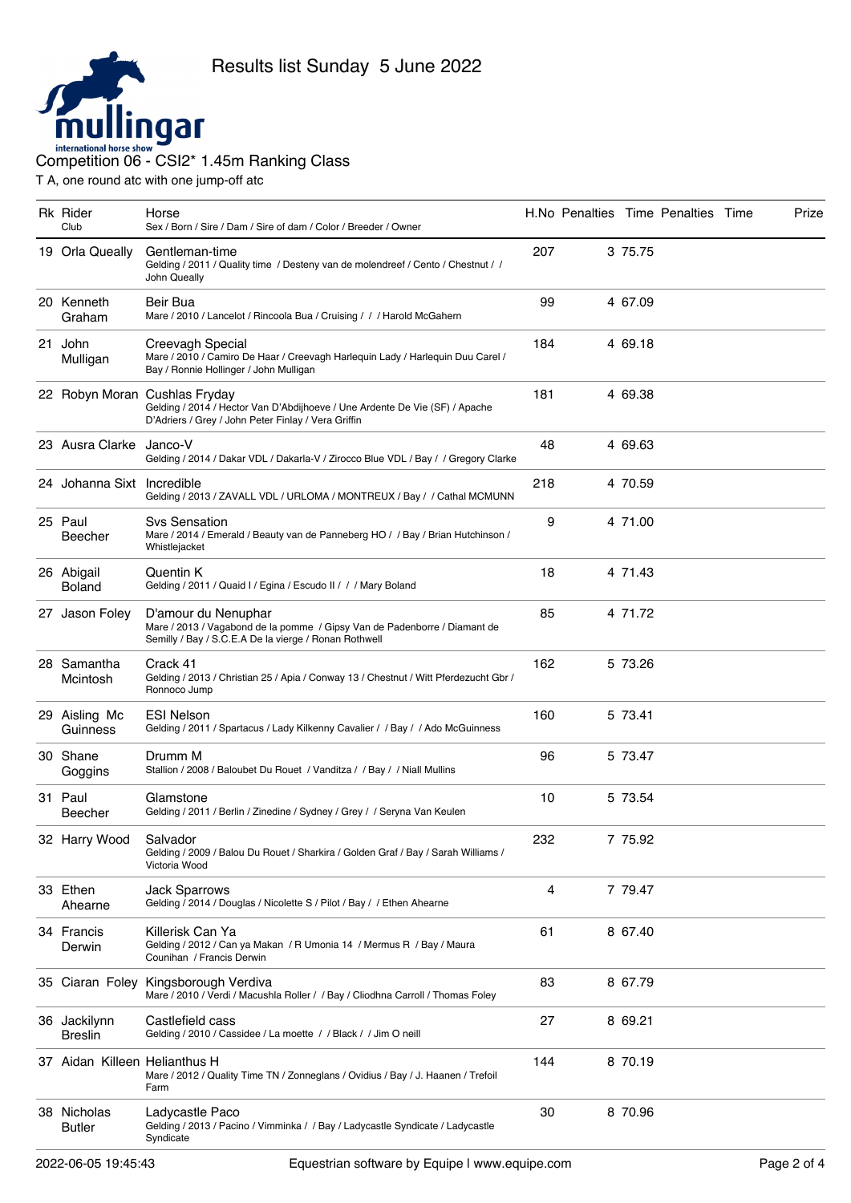# Results list Sunday 5 June 2022

## Competition 06 - CSI2* 1.45m Ranking Class

T A, one round atc with one jump-off atc

| Rk | Rider<br>Club | Horse<br>Sex / Born / Sire / Dam / Sire of dam / Color / Breeder / Owner | H.No | Penalties | Time | Penalties | Time | Prize |
|---|---|---|---|---|---|---|---|---|
| 19 | Orla Queally | Gentleman-time<br>Gelding / 2011 / Quality time / Desteny van de molendreef / Cento / Chestnut / / John Queally | 207 | 3 | 75.75 | | | |
| 20 | Kenneth Graham | Beir Bua<br>Mare / 2010 / Lancelot / Rincoola Bua / Cruising / / / Harold McGahern | 99 | 4 | 67.09 | | | |
| 21 | John Mulligan | Creevagh Special<br>Mare / 2010 / Camiro De Haar / Creevagh Harlequin Lady / Harlequin Duu Carel / Bay / Ronnie Hollinger / John Mulligan | 184 | 4 | 69.18 | | | |
| 22 | Robyn Moran | Cushlas Fryday<br>Gelding / 2014 / Hector Van D'Abdijhoeve / Une Ardente De Vie (SF) / Apache D'Adriers / Grey / John Peter Finlay / Vera Griffin | 181 | 4 | 69.38 | | | |
| 23 | Ausra Clarke | Janco-V<br>Gelding / 2014 / Dakar VDL / Dakarla-V / Zirocco Blue VDL / Bay / / Gregory Clarke | 48 | 4 | 69.63 | | | |
| 24 | Johanna Sixt | Incredible<br>Gelding / 2013 / ZAVALL VDL / URLOMA / MONTREUX / Bay / / Cathal MCMUNN | 218 | 4 | 70.59 | | | |
| 25 | Paul Beecher | Svs Sensation<br>Mare / 2014 / Emerald / Beauty van de Panneberg HO / / Bay / Brian Hutchinson / Whistlejacket | 9 | 4 | 71.00 | | | |
| 26 | Abigail Boland | Quentin K<br>Gelding / 2011 / Quaid I / Egina / Escudo II / / / Mary Boland | 18 | 4 | 71.43 | | | |
| 27 | Jason Foley | D'amour du Nenuphar<br>Mare / 2013 / Vagabond de la pomme / Gipsy Van de Padenborre / Diamant de Semilly / Bay / S.C.E.A De la vierge / Ronan Rothwell | 85 | 4 | 71.72 | | | |
| 28 | Samantha Mcintosh | Crack 41<br>Gelding / 2013 / Christian 25 / Apia / Conway 13 / Chestnut / Witt Pferdezucht Gbr / Ronnoco Jump | 162 | 5 | 73.26 | | | |
| 29 | Aisling Mc Guinness | ESI Nelson<br>Gelding / 2011 / Spartacus / Lady Kilkenny Cavalier / / Bay / / Ado McGuinness | 160 | 5 | 73.41 | | | |
| 30 | Shane Goggins | Drumm M<br>Stallion / 2008 / Baloubet Du Rouet / Vanditza / / Bay / / Niall Mullins | 96 | 5 | 73.47 | | | |
| 31 | Paul Beecher | Glamstone<br>Gelding / 2011 / Berlin / Zinedine / Sydney / Grey / / Seryna Van Keulen | 10 | 5 | 73.54 | | | |
| 32 | Harry Wood | Salvador<br>Gelding / 2009 / Balou Du Rouet / Sharkira / Golden Graf / Bay / Sarah Williams / Victoria Wood | 232 | 7 | 75.92 | | | |
| 33 | Ethen Ahearne | Jack Sparrows<br>Gelding / 2014 / Douglas / Nicolette S / Pilot / Bay / / Ethen Ahearne | 4 | 7 | 79.47 | | | |
| 34 | Francis Derwin | Killerisk Can Ya<br>Gelding / 2012 / Can ya Makan / R Umonia 14 / Mermus R / Bay / Maura Counihan / Francis Derwin | 61 | 8 | 67.40 | | | |
| 35 | Ciaran Foley | Kingsborough Verdiva<br>Mare / 2010 / Verdi / Macushla Roller / / Bay / Cliodhna Carroll / Thomas Foley | 83 | 8 | 67.79 | | | |
| 36 | Jackilynn Breslin | Castlefield cass<br>Gelding / 2010 / Cassidee / La moette / / Black / / Jim O neill | 27 | 8 | 69.21 | | | |
| 37 | Aidan Killeen | Helianthus H<br>Mare / 2012 / Quality Time TN / Zonneglans / Ovidius / Bay / J. Haanen / Trefoil Farm | 144 | 8 | 70.19 | | | |
| 38 | Nicholas Butler | Ladycastle Paco<br>Gelding / 2013 / Pacino / Vimminka / / Bay / Ladycastle Syndicate / Ladycastle Syndicate | 30 | 8 | 70.96 | | | |

2022-06-05 19:45:43 — Equestrian software by Equipe | www.equipe.com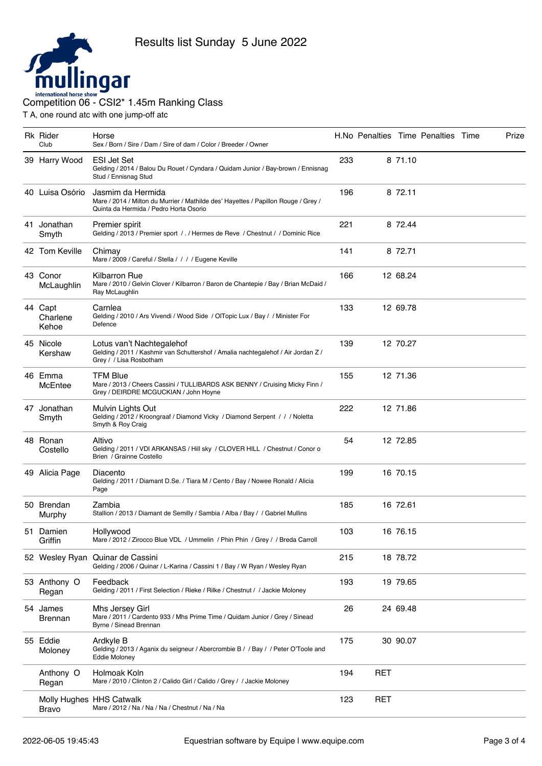Results list Sunday 5 June 2022

Competition 06 - CSI2* 1.45m Ranking Class

T A, one round atc with one jump-off atc

| Rk | Rider<br>Club | Horse<br>Sex / Born / Sire / Dam / Sire of dam / Color / Breeder / Owner | H.No | Penalties | Time | Penalties | Time | Prize |
|---|---|---|---|---|---|---|---|---|
| 39 | Harry Wood | ESI Jet Set<br>Gelding / 2014 / Balou Du Rouet / Cyndara / Quidam Junior / Bay-brown / Ennisnag Stud / Ennisnag Stud | 233 | 8 | 71.10 | | | |
| 40 | Luisa Osório | Jasmim da Hermida<br>Mare / 2014 / Milton du Murrier / Mathilde des' Hayettes / Papillon Rouge / Grey / Quinta da Hermida / Pedro Horta Osorio | 196 | 8 | 72.11 | | | |
| 41 | Jonathan Smyth | Premier spirit<br>Gelding / 2013 / Premier sport / . / Hermes de Reve / Chestnut / / Dominic Rice | 221 | 8 | 72.44 | | | |
| 42 | Tom Keville | Chimay<br>Mare / 2009 / Careful / Stella / / / / Eugene Keville | 141 | 8 | 72.71 | | | |
| 43 | Conor McLaughlin | Kilbarron Rue<br>Mare / 2010 / Gelvin Clover / Kilbarron / Baron de Chantepie / Bay / Brian McDaid / Ray McLaughlin | 166 | 12 | 68.24 | | | |
| 44 | Capt Charlene Kehoe | Carnlea<br>Gelding / 2010 / Ars Vivendi / Wood Side / OlTopic Lux / Bay / / Minister For Defence | 133 | 12 | 69.78 | | | |
| 45 | Nicole Kershaw | Lotus van't Nachtegalehof<br>Gelding / 2011 / Kashmir van Schuttershof / Amalia nachtegalehof / Air Jordan Z / Grey / / Lisa Rosbotham | 139 | 12 | 70.27 | | | |
| 46 | Emma McEntee | TFM Blue<br>Mare / 2013 / Cheers Cassini / TULLIBARDS ASK BENNY / Cruising Micky Finn / Grey / DEIRDRE MCGUCKIAN / John Hoyne | 155 | 12 | 71.36 | | | |
| 47 | Jonathan Smyth | Mulvin Lights Out<br>Gelding / 2012 / Kroongraaf / Diamond Vicky / Diamond Serpent / / / Noletta Smyth & Roy Craig | 222 | 12 | 71.86 | | | |
| 48 | Ronan Costello | Altivo<br>Gelding / 2011 / VDI ARKANSAS / Hill sky / CLOVER HILL / Chestnut / Conor o Brien / Grainne Costello | 54 | 12 | 72.85 | | | |
| 49 | Alicia Page | Diacento<br>Gelding / 2011 / Diamant D.Se. / Tiara M / Cento / Bay / Nowee Ronald / Alicia Page | 199 | 16 | 70.15 | | | |
| 50 | Brendan Murphy | Zambia<br>Stallion / 2013 / Diamant de Semilly / Sambia / Alba / Bay / / Gabriel Mullins | 185 | 16 | 72.61 | | | |
| 51 | Damien Griffin | Hollywood<br>Mare / 2012 / Zirocco Blue VDL / Ummelin / Phin Phin / Grey / / Breda Carroll | 103 | 16 | 76.15 | | | |
| 52 | Wesley Ryan | Quinar de Cassini<br>Gelding / 2006 / Quinar / L-Karina / Cassini 1 / Bay / W Ryan / Wesley Ryan | 215 | 18 | 78.72 | | | |
| 53 | Anthony O Regan | Feedback<br>Gelding / 2011 / First Selection / Rieke / Rilke / Chestnut / / Jackie Moloney | 193 | 19 | 79.65 | | | |
| 54 | James Brennan | Mhs Jersey Girl<br>Mare / 2011 / Cardento 933 / Mhs Prime Time / Quidam Junior / Grey / Sinead Byrne / Sinead Brennan | 26 | 24 | 69.48 | | | |
| 55 | Eddie Moloney | Ardkyle B<br>Gelding / 2013 / Aganix du seigneur / Abercrombie B / / Bay / / Peter O'Toole and Eddie Moloney | 175 | 30 | 90.07 | | | |
| | Anthony O Regan | Holmoak Koln<br>Mare / 2010 / Clinton 2 / Calido Girl / Calido / Grey / / Jackie Moloney | 194 | RET | | | | |
| | Molly Hughes Bravo | HHS Catwalk<br>Mare / 2012 / Na / Na / Na / Chestnut / Na / Na | 123 | RET | | | | |

2022-06-05 19:45:43 Equestrian software by Equipe | www.equipe.com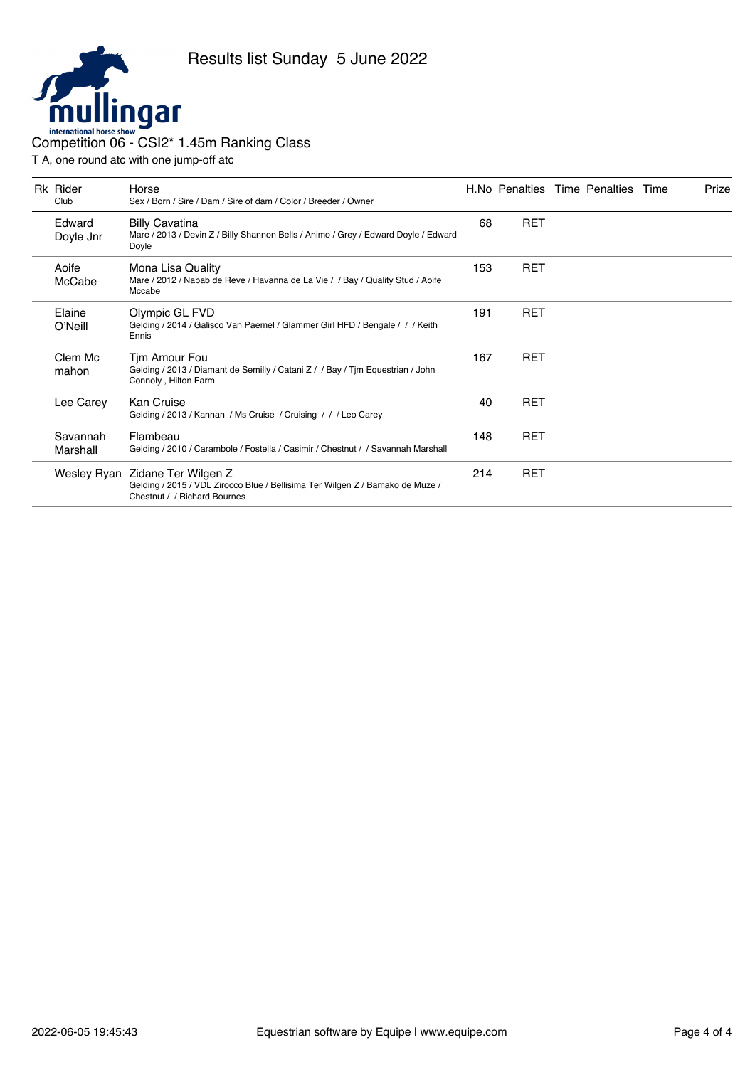Results list Sunday 5 June 2022

mullingar international horse show

# Competition 06 - CSI2* 1.45m Ranking Class

T A, one round atc with one jump-off atc

| Rk | Rider<br>Club | Horse<br>Sex / Born / Sire / Dam / Sire of dam / Color / Breeder / Owner | H.No | Penalties | Time | Penalties | Time | Prize |
|---|---|---|---|---|---|---|---|---|
| | Edward Doyle Jnr | Billy Cavatina<br>Mare / 2013 / Devin Z / Billy Shannon Bells / Animo / Grey / Edward Doyle / Edward Doyle | 68 | RET | | | | |
| | Aoife McCabe | Mona Lisa Quality<br>Mare / 2012 / Nabab de Reve / Havanna de La Vie / / Bay / Quality Stud / Aoife Mccabe | 153 | RET | | | | |
| | Elaine O'Neill | Olympic GL FVD<br>Gelding / 2014 / Galisco Van Paemel / Glammer Girl HFD / Bengale / / / Keith Ennis | 191 | RET | | | | |
| | Clem Mc mahon | Tjm Amour Fou<br>Gelding / 2013 / Diamant de Semilly / Catani Z / / Bay / Tjm Equestrian / John Connoly , Hilton Farm | 167 | RET | | | | |
| | Lee Carey | Kan Cruise<br>Gelding / 2013 / Kannan / Ms Cruise / Cruising / / / Leo Carey | 40 | RET | | | | |
| | Savannah Marshall | Flambeau<br>Gelding / 2010 / Carambole / Fostella / Casimir / Chestnut / / Savannah Marshall | 148 | RET | | | | |
| | Wesley Ryan | Zidane Ter Wilgen Z<br>Gelding / 2015 / VDL Zirocco Blue / Bellisima Ter Wilgen Z / Bamako de Muze / Chestnut / / Richard Bournes | 214 | RET | | | | |

2022-06-05 19:45:43 Equestrian software by Equipe | www.equipe.com